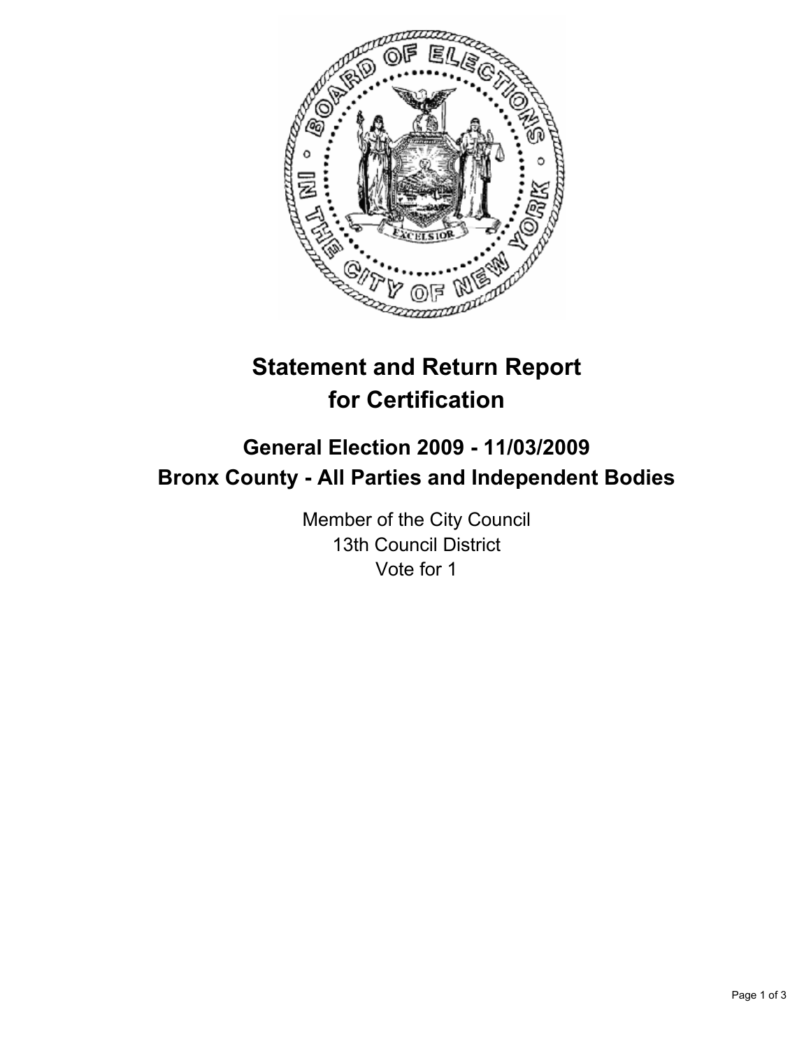# Statement and Return Report for Certification

## General Election 2009 - 11/03/2009
## Bronx County - All Parties and Independent Bodies

Member of the City Council
13th Council District
Vote for 1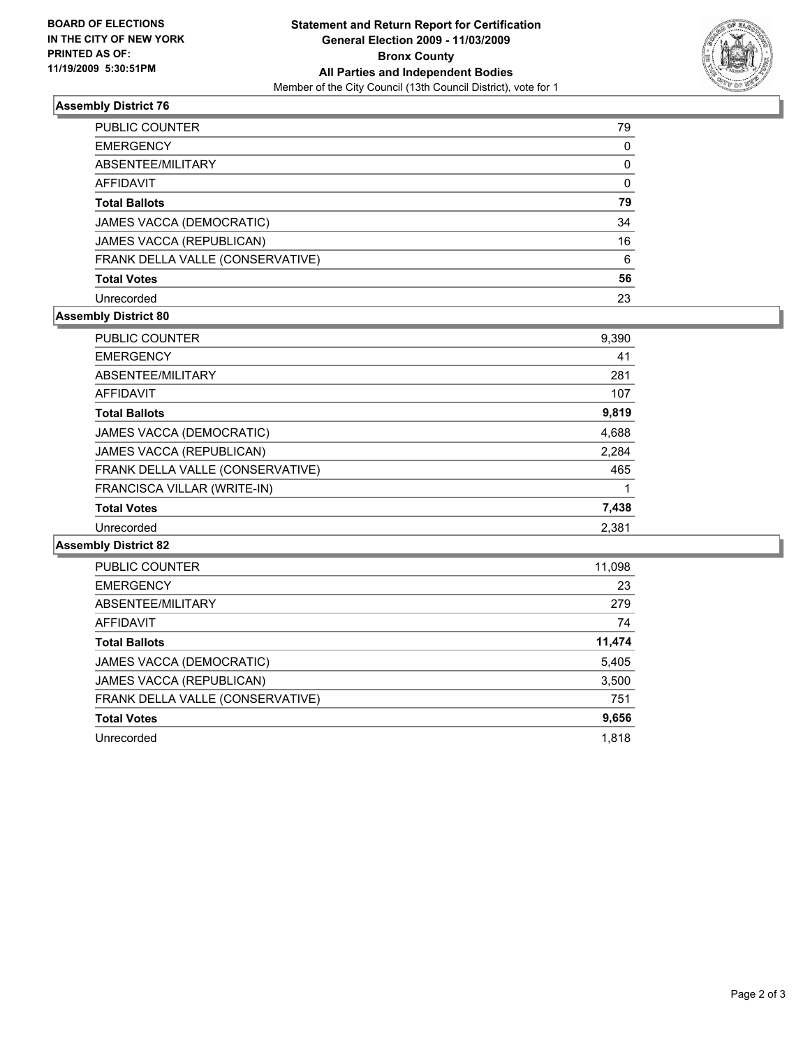**BOARD OF ELECTIONS IN THE CITY OF NEW YORK PRINTED AS OF: 11/19/2009 5:30:51PM**

# Statement and Return Report for Certification
## General Election 2009 - 11/03/2009
## Bronx County
## All Parties and Independent Bodies
Member of the City Council (13th Council District), vote for 1

### Assembly District 76

| | |
|---|---|
| PUBLIC COUNTER | 79 |
| EMERGENCY | 0 |
| ABSENTEE/MILITARY | 0 |
| AFFIDAVIT | 0 |
| **Total Ballots** | **79** |
| JAMES VACCA (DEMOCRATIC) | 34 |
| JAMES VACCA (REPUBLICAN) | 16 |
| FRANK DELLA VALLE (CONSERVATIVE) | 6 |
| **Total Votes** | **56** |
| Unrecorded | 23 |

### Assembly District 80

| | |
|---|---|
| PUBLIC COUNTER | 9,390 |
| EMERGENCY | 41 |
| ABSENTEE/MILITARY | 281 |
| AFFIDAVIT | 107 |
| **Total Ballots** | **9,819** |
| JAMES VACCA (DEMOCRATIC) | 4,688 |
| JAMES VACCA (REPUBLICAN) | 2,284 |
| FRANK DELLA VALLE (CONSERVATIVE) | 465 |
| FRANCISCA VILLAR (WRITE-IN) | 1 |
| **Total Votes** | **7,438** |
| Unrecorded | 2,381 |

### Assembly District 82

| | |
|---|---|
| PUBLIC COUNTER | 11,098 |
| EMERGENCY | 23 |
| ABSENTEE/MILITARY | 279 |
| AFFIDAVIT | 74 |
| **Total Ballots** | **11,474** |
| JAMES VACCA (DEMOCRATIC) | 5,405 |
| JAMES VACCA (REPUBLICAN) | 3,500 |
| FRANK DELLA VALLE (CONSERVATIVE) | 751 |
| **Total Votes** | **9,656** |
| Unrecorded | 1,818 |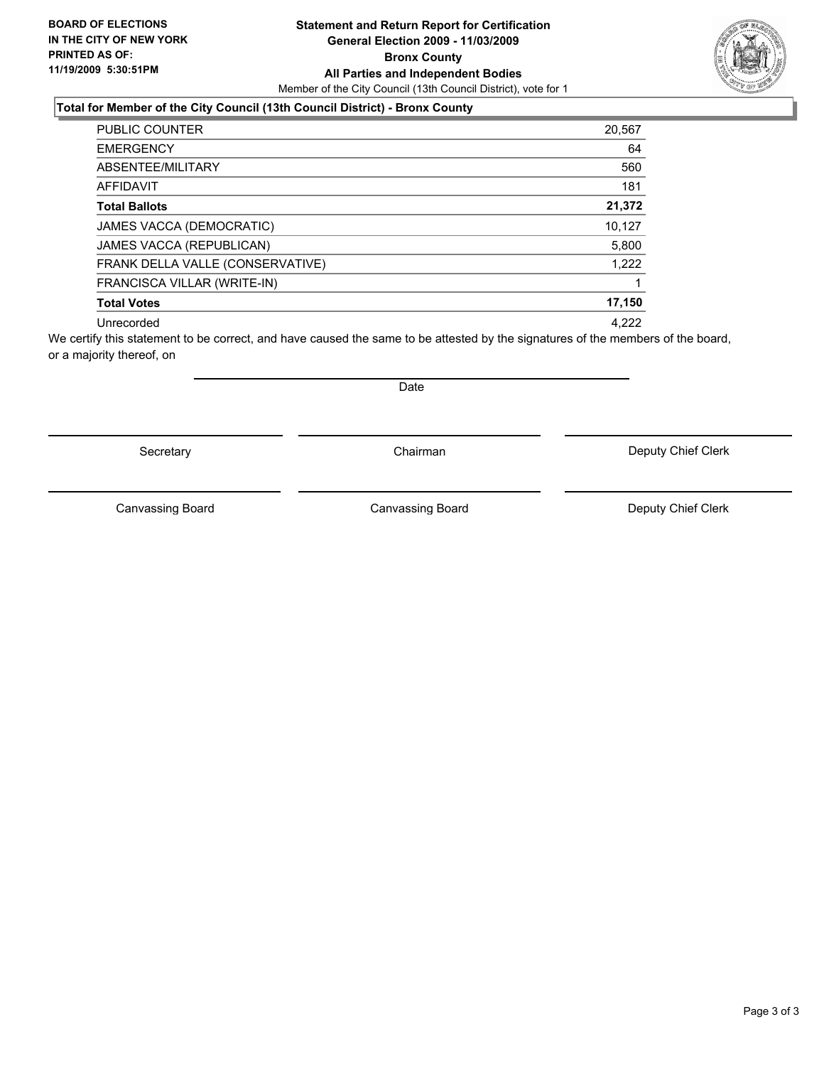**BOARD OF ELECTIONS IN THE CITY OF NEW YORK PRINTED AS OF: 11/19/2009 5:30:51PM**

**Statement and Return Report for Certification**
**General Election 2009 - 11/03/2009**
**Bronx County**
**All Parties and Independent Bodies**
Member of the City Council (13th Council District), vote for 1

**Total for Member of the City Council (13th Council District) - Bronx County**

| | |
|---|---|
| PUBLIC COUNTER | 20,567 |
| EMERGENCY | 64 |
| ABSENTEE/MILITARY | 560 |
| AFFIDAVIT | 181 |
| **Total Ballots** | **21,372** |
| JAMES VACCA (DEMOCRATIC) | 10,127 |
| JAMES VACCA (REPUBLICAN) | 5,800 |
| FRANK DELLA VALLE (CONSERVATIVE) | 1,222 |
| FRANCISCA VILLAR (WRITE-IN) | 1 |
| **Total Votes** | **17,150** |
| Unrecorded | 4,222 |

We certify this statement to be correct, and have caused the same to be attested by the signatures of the members of the board, or a majority thereof, on

Date

Secretary | Chairman | Deputy Chief Clerk

Canvassing Board | Canvassing Board | Deputy Chief Clerk